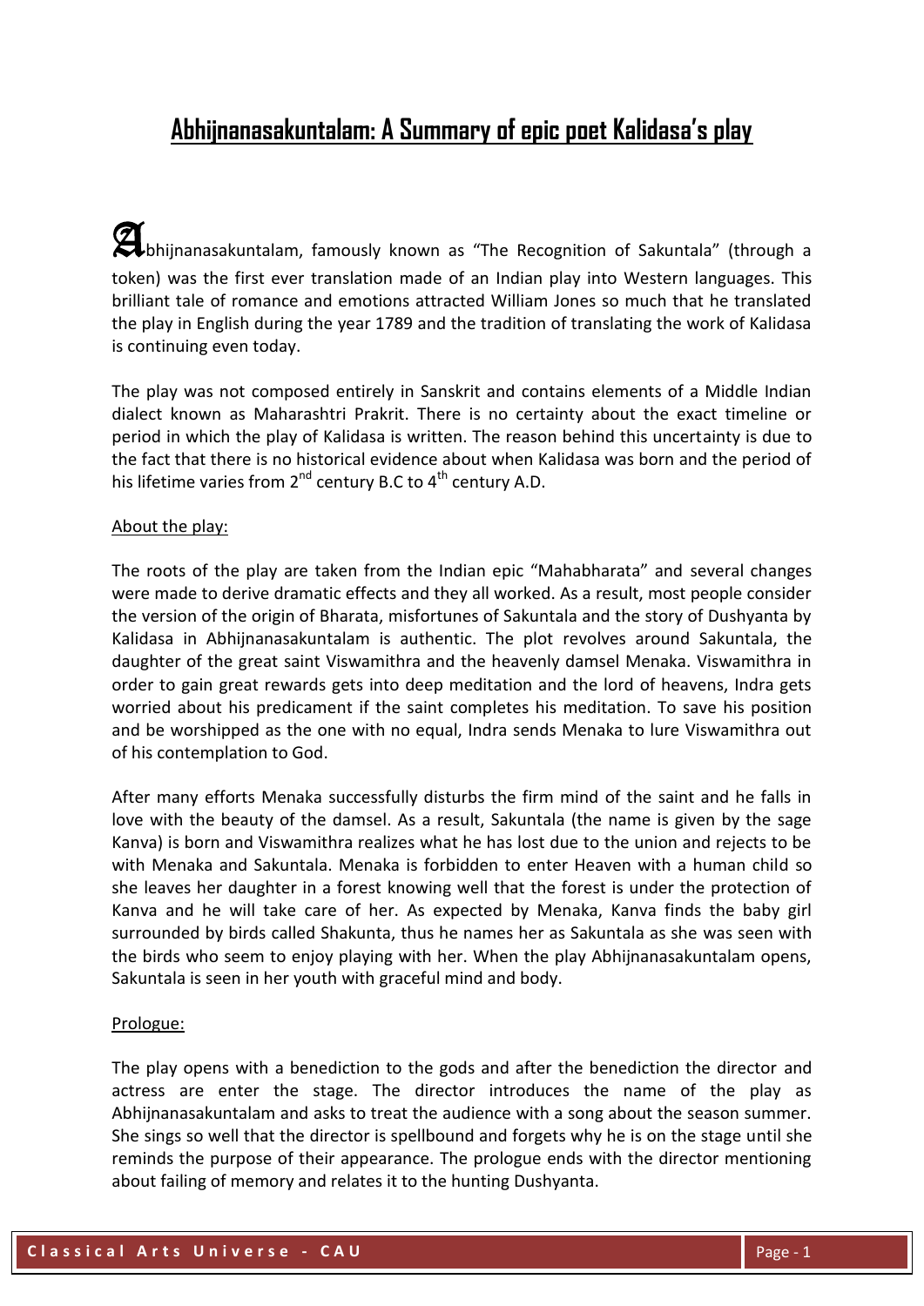# Abhijnanasakuntalam: A Summary of epic poet Kalidasa's play

Abhijnanasakuntalam, famously known as "The Recognition of Sakuntala" (through a token) was the first ever translation made of an Indian play into Western languages. This brilliant tale of romance and emotions attracted William Jones so much that he translated the play in English during the year 1789 and the tradition of translating the work of Kalidasa is continuing even today.

The play was not composed entirely in Sanskrit and contains elements of a Middle Indian dialect known as Maharashtri Prakrit. There is no certainty about the exact timeline or period in which the play of Kalidasa is written. The reason behind this uncertainty is due to the fact that there is no historical evidence about when Kalidasa was born and the period of his lifetime varies from 2nd century B.C to 4th century A.D.

About the play:

The roots of the play are taken from the Indian epic "Mahabharata" and several changes were made to derive dramatic effects and they all worked. As a result, most people consider the version of the origin of Bharata, misfortunes of Sakuntala and the story of Dushyanta by Kalidasa in Abhijnanasakuntalam is authentic. The plot revolves around Sakuntala, the daughter of the great saint Viswamithra and the heavenly damsel Menaka. Viswamithra in order to gain great rewards gets into deep meditation and the lord of heavens, Indra gets worried about his predicament if the saint completes his meditation. To save his position and be worshipped as the one with no equal, Indra sends Menaka to lure Viswamithra out of his contemplation to God.

After many efforts Menaka successfully disturbs the firm mind of the saint and he falls in love with the beauty of the damsel. As a result, Sakuntala (the name is given by the sage Kanva) is born and Viswamithra realizes what he has lost due to the union and rejects to be with Menaka and Sakuntala. Menaka is forbidden to enter Heaven with a human child so she leaves her daughter in a forest knowing well that the forest is under the protection of Kanva and he will take care of her. As expected by Menaka, Kanva finds the baby girl surrounded by birds called Shakunta, thus he names her as Sakuntala as she was seen with the birds who seem to enjoy playing with her. When the play Abhijnanasakuntalam opens, Sakuntala is seen in her youth with graceful mind and body.

Prologue:

The play opens with a benediction to the gods and after the benediction the director and actress are enter the stage. The director introduces the name of the play as Abhijnanasakuntalam and asks to treat the audience with a song about the season summer. She sings so well that the director is spellbound and forgets why he is on the stage until she reminds the purpose of their appearance. The prologue ends with the director mentioning about failing of memory and relates it to the hunting Dushyanta.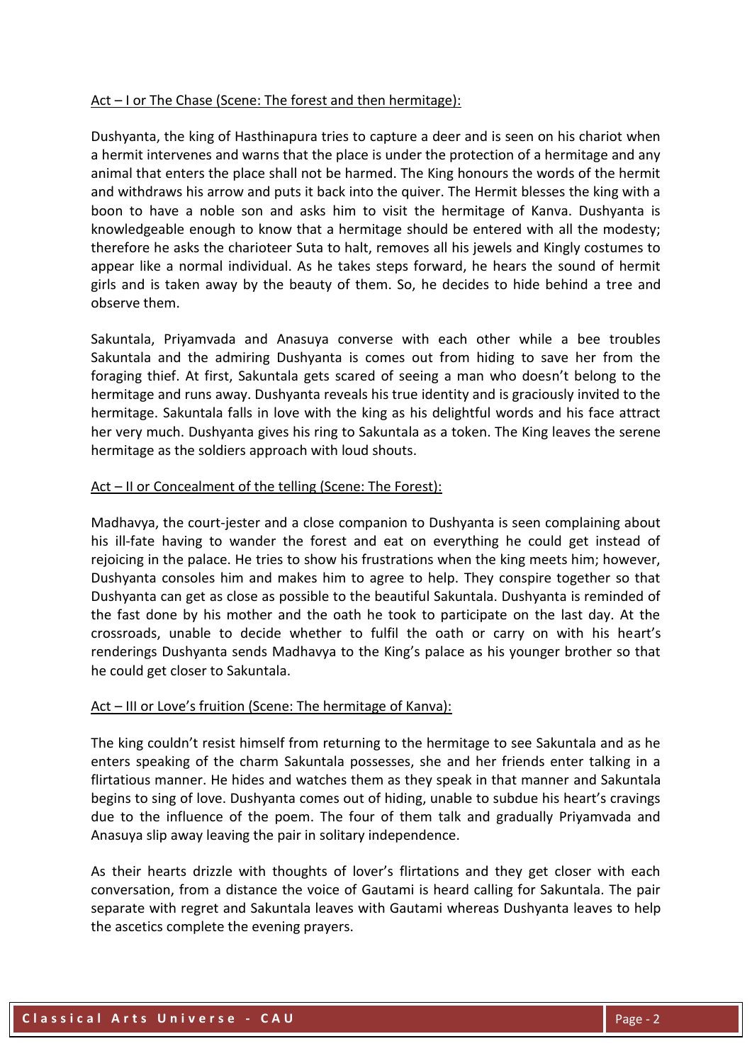Act – I or The Chase (Scene: The forest and then hermitage):

Dushyanta, the king of Hasthinapura tries to capture a deer and is seen on his chariot when a hermit intervenes and warns that the place is under the protection of a hermitage and any animal that enters the place shall not be harmed. The King honours the words of the hermit and withdraws his arrow and puts it back into the quiver. The Hermit blesses the king with a boon to have a noble son and asks him to visit the hermitage of Kanva. Dushyanta is knowledgeable enough to know that a hermitage should be entered with all the modesty; therefore he asks the charioteer Suta to halt, removes all his jewels and Kingly costumes to appear like a normal individual. As he takes steps forward, he hears the sound of hermit girls and is taken away by the beauty of them. So, he decides to hide behind a tree and observe them.

Sakuntala, Priyamvada and Anasuya converse with each other while a bee troubles Sakuntala and the admiring Dushyanta is comes out from hiding to save her from the foraging thief. At first, Sakuntala gets scared of seeing a man who doesn't belong to the hermitage and runs away. Dushyanta reveals his true identity and is graciously invited to the hermitage. Sakuntala falls in love with the king as his delightful words and his face attract her very much. Dushyanta gives his ring to Sakuntala as a token. The King leaves the serene hermitage as the soldiers approach with loud shouts.

Act – II or Concealment of the telling (Scene: The Forest):

Madhavya, the court-jester and a close companion to Dushyanta is seen complaining about his ill-fate having to wander the forest and eat on everything he could get instead of rejoicing in the palace. He tries to show his frustrations when the king meets him; however, Dushyanta consoles him and makes him to agree to help. They conspire together so that Dushyanta can get as close as possible to the beautiful Sakuntala. Dushyanta is reminded of the fast done by his mother and the oath he took to participate on the last day. At the crossroads, unable to decide whether to fulfil the oath or carry on with his heart's renderings Dushyanta sends Madhavya to the King's palace as his younger brother so that he could get closer to Sakuntala.

Act – III or Love's fruition (Scene: The hermitage of Kanva):

The king couldn't resist himself from returning to the hermitage to see Sakuntala and as he enters speaking of the charm Sakuntala possesses, she and her friends enter talking in a flirtatious manner. He hides and watches them as they speak in that manner and Sakuntala begins to sing of love. Dushyanta comes out of hiding, unable to subdue his heart's cravings due to the influence of the poem. The four of them talk and gradually Priyamvada and Anasuya slip away leaving the pair in solitary independence.

As their hearts drizzle with thoughts of lover's flirtations and they get closer with each conversation, from a distance the voice of Gautami is heard calling for Sakuntala. The pair separate with regret and Sakuntala leaves with Gautami whereas Dushyanta leaves to help the ascetics complete the evening prayers.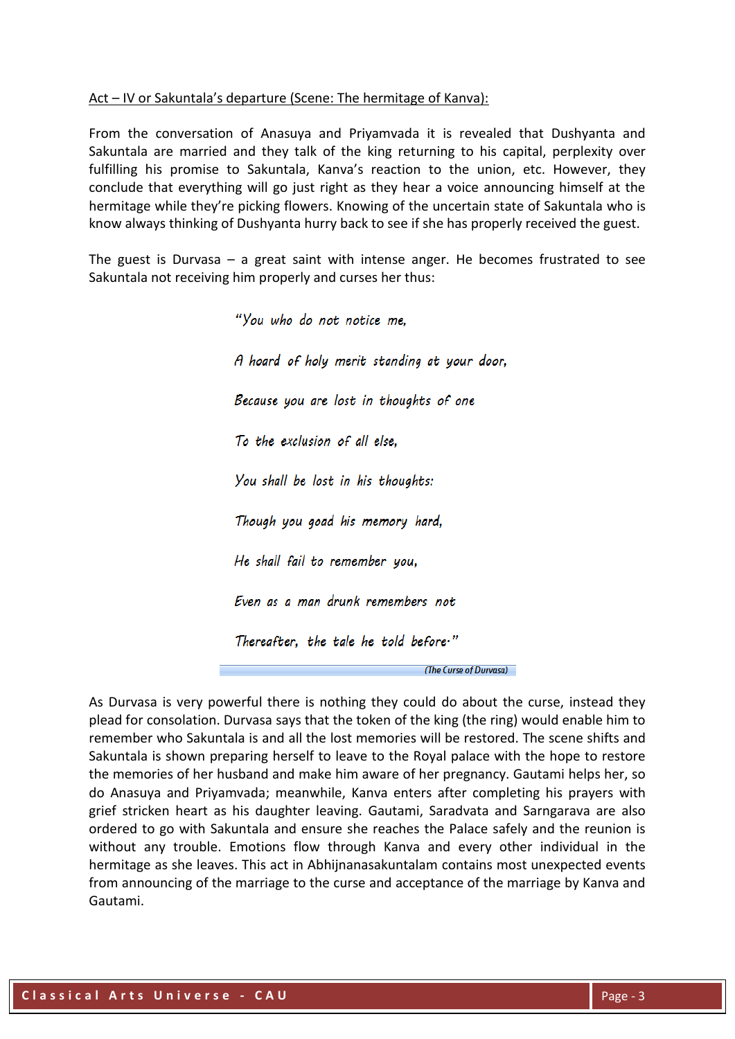<u>Act – IV or Sakuntala's departure (Scene: The hermitage of Kanva):</u>

From the conversation of Anasuya and Priyamvada it is revealed that Dushyanta and Sakuntala are married and they talk of the king returning to his capital, perplexity over fulfilling his promise to Sakuntala, Kanva's reaction to the union, etc. However, they conclude that everything will go just right as they hear a voice announcing himself at the hermitage while they're picking flowers. Knowing of the uncertain state of Sakuntala who is know always thinking of Dushyanta hurry back to see if she has properly received the guest.

The guest is Durvasa – a great saint with intense anger. He becomes frustrated to see Sakuntala not receiving him properly and curses her thus:

> *"You who do not notice me,*
>
> *A hoard of holy merit standing at your door,*
>
> *Because you are lost in thoughts of one*
>
> *To the exclusion of all else,*
>
> *You shall be lost in his thoughts:*
>
> *Though you goad his memory hard,*
>
> *He shall fail to remember you,*
>
> *Even as a man drunk remembers not*
>
> *Thereafter, the tale he told before."*

*(The Curse of Durvasa)*

As Durvasa is very powerful there is nothing they could do about the curse, instead they plead for consolation. Durvasa says that the token of the king (the ring) would enable him to remember who Sakuntala is and all the lost memories will be restored. The scene shifts and Sakuntala is shown preparing herself to leave to the Royal palace with the hope to restore the memories of her husband and make him aware of her pregnancy. Gautami helps her, so do Anasuya and Priyamvada; meanwhile, Kanva enters after completing his prayers with grief stricken heart as his daughter leaving. Gautami, Saradvata and Sarngarava are also ordered to go with Sakuntala and ensure she reaches the Palace safely and the reunion is without any trouble. Emotions flow through Kanva and every other individual in the hermitage as she leaves. This act in Abhijnanasakuntalam contains most unexpected events from announcing of the marriage to the curse and acceptance of the marriage by Kanva and Gautami.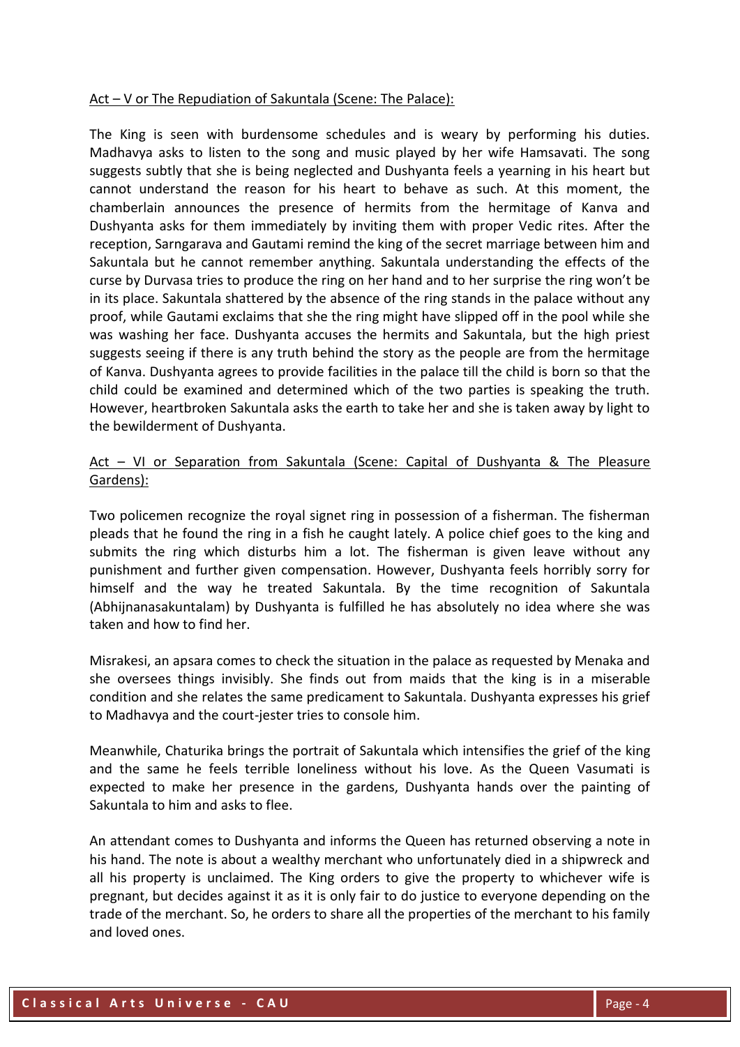Act – V or The Repudiation of Sakuntala (Scene: The Palace):

The King is seen with burdensome schedules and is weary by performing his duties. Madhavya asks to listen to the song and music played by her wife Hamsavati. The song suggests subtly that she is being neglected and Dushyanta feels a yearning in his heart but cannot understand the reason for his heart to behave as such. At this moment, the chamberlain announces the presence of hermits from the hermitage of Kanva and Dushyanta asks for them immediately by inviting them with proper Vedic rites. After the reception, Sarngarava and Gautami remind the king of the secret marriage between him and Sakuntala but he cannot remember anything. Sakuntala understanding the effects of the curse by Durvasa tries to produce the ring on her hand and to her surprise the ring won't be in its place. Sakuntala shattered by the absence of the ring stands in the palace without any proof, while Gautami exclaims that she the ring might have slipped off in the pool while she was washing her face. Dushyanta accuses the hermits and Sakuntala, but the high priest suggests seeing if there is any truth behind the story as the people are from the hermitage of Kanva. Dushyanta agrees to provide facilities in the palace till the child is born so that the child could be examined and determined which of the two parties is speaking the truth. However, heartbroken Sakuntala asks the earth to take her and she is taken away by light to the bewilderment of Dushyanta.

Act – VI or Separation from Sakuntala (Scene: Capital of Dushyanta & The Pleasure Gardens):

Two policemen recognize the royal signet ring in possession of a fisherman. The fisherman pleads that he found the ring in a fish he caught lately. A police chief goes to the king and submits the ring which disturbs him a lot. The fisherman is given leave without any punishment and further given compensation. However, Dushyanta feels horribly sorry for himself and the way he treated Sakuntala. By the time recognition of Sakuntala (Abhijnanasakuntalam) by Dushyanta is fulfilled he has absolutely no idea where she was taken and how to find her.

Misrakesi, an apsara comes to check the situation in the palace as requested by Menaka and she oversees things invisibly. She finds out from maids that the king is in a miserable condition and she relates the same predicament to Sakuntala. Dushyanta expresses his grief to Madhavya and the court-jester tries to console him.

Meanwhile, Chaturika brings the portrait of Sakuntala which intensifies the grief of the king and the same he feels terrible loneliness without his love. As the Queen Vasumati is expected to make her presence in the gardens, Dushyanta hands over the painting of Sakuntala to him and asks to flee.

An attendant comes to Dushyanta and informs the Queen has returned observing a note in his hand. The note is about a wealthy merchant who unfortunately died in a shipwreck and all his property is unclaimed. The King orders to give the property to whichever wife is pregnant, but decides against it as it is only fair to do justice to everyone depending on the trade of the merchant. So, he orders to share all the properties of the merchant to his family and loved ones.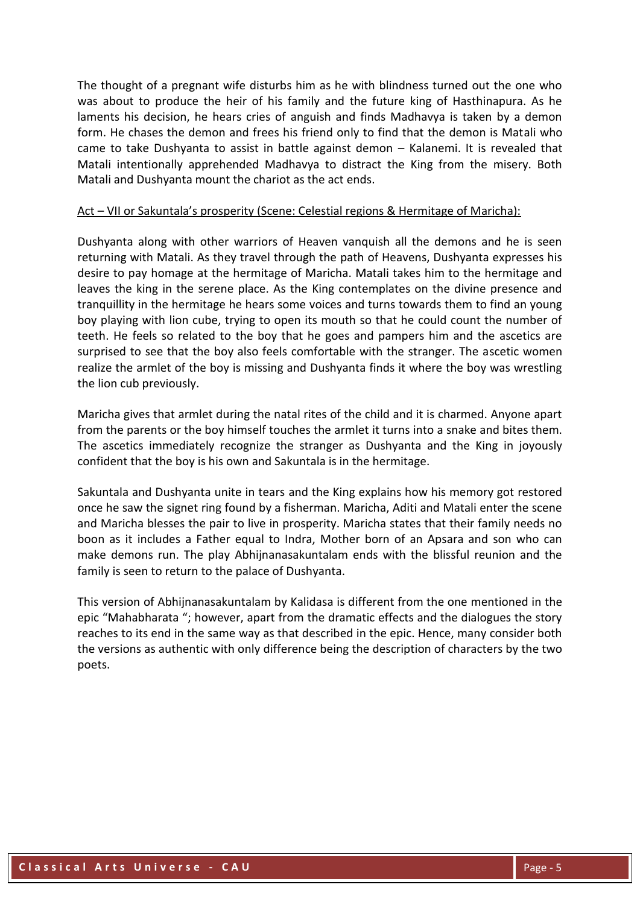The thought of a pregnant wife disturbs him as he with blindness turned out the one who was about to produce the heir of his family and the future king of Hasthinapura. As he laments his decision, he hears cries of anguish and finds Madhavya is taken by a demon form. He chases the demon and frees his friend only to find that the demon is Matali who came to take Dushyanta to assist in battle against demon – Kalanemi. It is revealed that Matali intentionally apprehended Madhavya to distract the King from the misery. Both Matali and Dushyanta mount the chariot as the act ends.

<u>Act – VII or Sakuntala's prosperity (Scene: Celestial regions & Hermitage of Maricha):</u>

Dushyanta along with other warriors of Heaven vanquish all the demons and he is seen returning with Matali. As they travel through the path of Heavens, Dushyanta expresses his desire to pay homage at the hermitage of Maricha. Matali takes him to the hermitage and leaves the king in the serene place. As the King contemplates on the divine presence and tranquillity in the hermitage he hears some voices and turns towards them to find an young boy playing with lion cube, trying to open its mouth so that he could count the number of teeth. He feels so related to the boy that he goes and pampers him and the ascetics are surprised to see that the boy also feels comfortable with the stranger. The ascetic women realize the armlet of the boy is missing and Dushyanta finds it where the boy was wrestling the lion cub previously.

Maricha gives that armlet during the natal rites of the child and it is charmed. Anyone apart from the parents or the boy himself touches the armlet it turns into a snake and bites them. The ascetics immediately recognize the stranger as Dushyanta and the King in joyously confident that the boy is his own and Sakuntala is in the hermitage.

Sakuntala and Dushyanta unite in tears and the King explains how his memory got restored once he saw the signet ring found by a fisherman. Maricha, Aditi and Matali enter the scene and Maricha blesses the pair to live in prosperity. Maricha states that their family needs no boon as it includes a Father equal to Indra, Mother born of an Apsara and son who can make demons run. The play Abhijnanasakuntalam ends with the blissful reunion and the family is seen to return to the palace of Dushyanta.

This version of Abhijnanasakuntalam by Kalidasa is different from the one mentioned in the epic "Mahabharata "; however, apart from the dramatic effects and the dialogues the story reaches to its end in the same way as that described in the epic. Hence, many consider both the versions as authentic with only difference being the description of characters by the two poets.